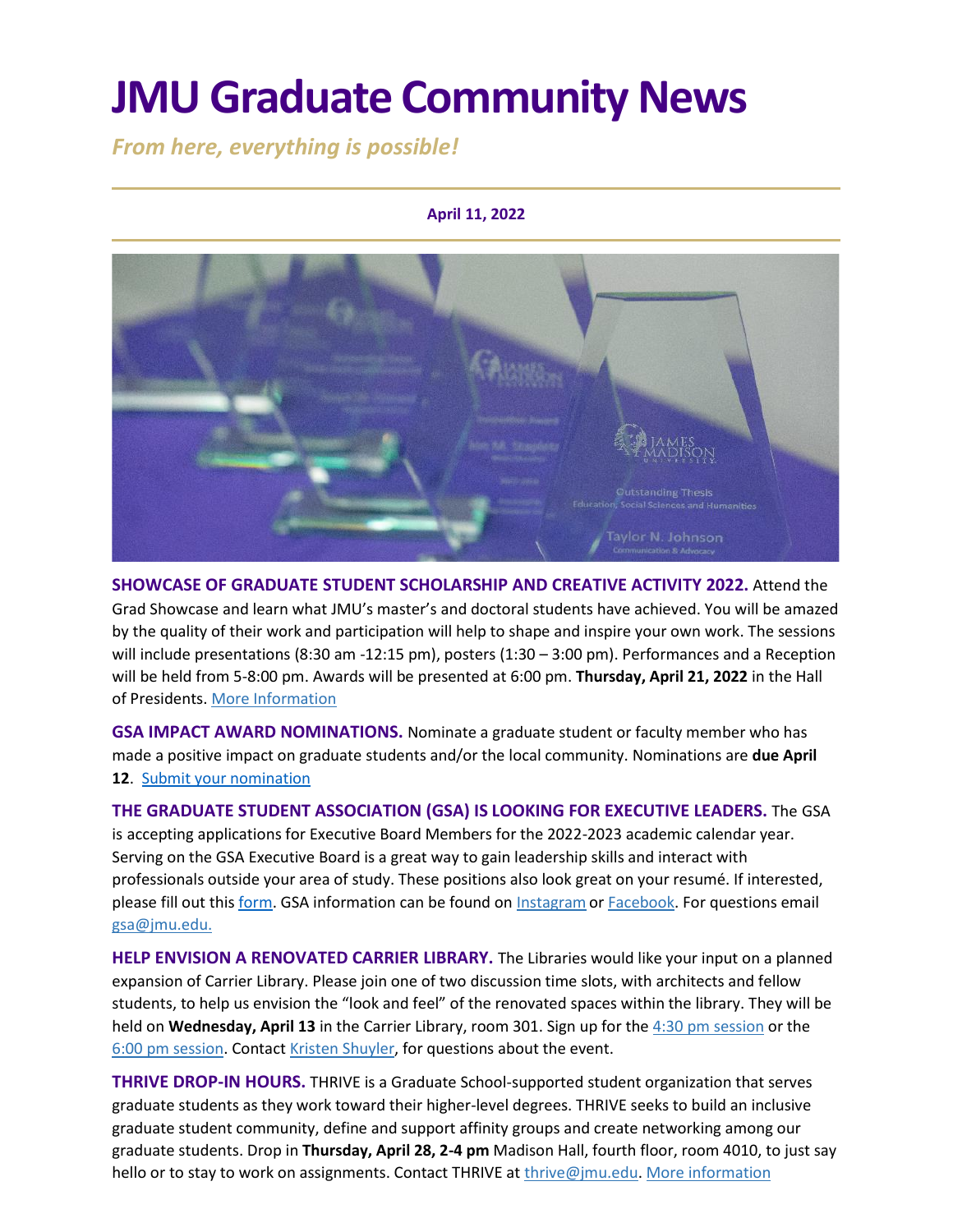# JMU Graduate Community News

*From here, everything is possible!*

**April 11, 2022**

**SHOWCASE OF GRADUATE STUDENT SCHOLARSHIP AND CREATIVE ACTIVITY 2022.** Attend the Grad Showcase and learn what JMU's master's and doctoral students have achieved. You will be amazed by the quality of their work and participation will help to shape and inspire your own work. The sessions will include presentations (8:30 am -12:15 pm), posters (1:30 – 3:00 pm). Performances and a Reception will be held from 5-8:00 pm. Awards will be presented at 6:00 pm. **Thursday, April 21, 2022** in the Hall of Presidents. More Information

**GSA IMPACT AWARD NOMINATIONS.** Nominate a graduate student or faculty member who has made a positive impact on graduate students and/or the local community. Nominations are **due April 12**. Submit your nomination

**THE GRADUATE STUDENT ASSOCIATION (GSA) IS LOOKING FOR EXECUTIVE LEADERS.** The GSA is accepting applications for Executive Board Members for the 2022-2023 academic calendar year. Serving on the GSA Executive Board is a great way to gain leadership skills and interact with professionals outside your area of study. These positions also look great on your resumé. If interested, please fill out this form. GSA information can be found on Instagram or Facebook. For questions email gsa@jmu.edu.

**HELP ENVISION A RENOVATED CARRIER LIBRARY.** The Libraries would like your input on a planned expansion of Carrier Library. Please join one of two discussion time slots, with architects and fellow students, to help us envision the "look and feel" of the renovated spaces within the library. They will be held on **Wednesday, April 13** in the Carrier Library, room 301. Sign up for the 4:30 pm session or the 6:00 pm session. Contact Kristen Shuyler, for questions about the event.

**THRIVE DROP-IN HOURS.** THRIVE is a Graduate School-supported student organization that serves graduate students as they work toward their higher-level degrees. THRIVE seeks to build an inclusive graduate student community, define and support affinity groups and create networking among our graduate students. Drop in **Thursday, April 28, 2-4 pm** Madison Hall, fourth floor, room 4010, to just say hello or to stay to work on assignments. Contact THRIVE at thrive@jmu.edu. More information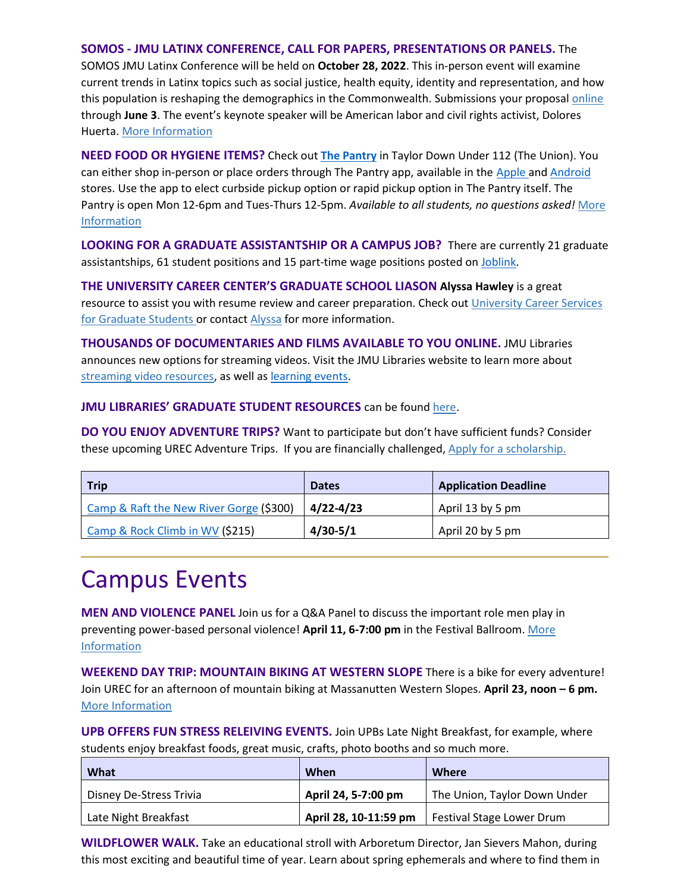**SOMOS - JMU LATINX CONFERENCE, CALL FOR PAPERS, PRESENTATIONS OR PANELS.** The SOMOS JMU Latinx Conference will be held on **October 28, 2022**. This in-person event will examine current trends in Latinx topics such as social justice, health equity, identity and representation, and how this population is reshaping the demographics in the Commonwealth. Submissions your proposal online through **June 3**. The event's keynote speaker will be American labor and civil rights activist, Dolores Huerta. More Information

**NEED FOOD OR HYGIENE ITEMS?** Check out **The Pantry** in Taylor Down Under 112 (The Union). You can either shop in-person or place orders through The Pantry app, available in the Apple and Android stores. Use the app to elect curbside pickup option or rapid pickup option in The Pantry itself. The Pantry is open Mon 12-6pm and Tues-Thurs 12-5pm. *Available to all students, no questions asked!* More Information

**LOOKING FOR A GRADUATE ASSISTANTSHIP OR A CAMPUS JOB?** There are currently 21 graduate assistantships, 61 student positions and 15 part-time wage positions posted on Joblink.

**THE UNIVERSITY CAREER CENTER'S GRADUATE SCHOOL LIASON** **Alyssa Hawley** is a great resource to assist you with resume review and career preparation. Check out University Career Services for Graduate Students or contact Alyssa for more information.

**THOUSANDS OF DOCUMENTARIES AND FILMS AVAILABLE TO YOU ONLINE.** JMU Libraries announces new options for streaming videos. Visit the JMU Libraries website to learn more about streaming video resources, as well as learning events.

**JMU LIBRARIES' GRADUATE STUDENT RESOURCES** can be found here.

**DO YOU ENJOY ADVENTURE TRIPS?** Want to participate but don't have sufficient funds? Consider these upcoming UREC Adventure Trips. If you are financially challenged, Apply for a scholarship.

| Trip | Dates | Application Deadline |
| --- | --- | --- |
| Camp & Raft the New River Gorge ($300) | **4/22-4/23** | April 13 by 5 pm |
| Camp & Rock Climb in WV ($215) | **4/30-5/1** | April 20 by 5 pm |

# Campus Events

**MEN AND VIOLENCE PANEL** Join us for a Q&A Panel to discuss the important role men play in preventing power-based personal violence! **April 11, 6-7:00 pm** in the Festival Ballroom. More Information

**WEEKEND DAY TRIP: MOUNTAIN BIKING AT WESTERN SLOPE** There is a bike for every adventure! Join UREC for an afternoon of mountain biking at Massanutten Western Slopes. **April 23, noon – 6 pm.** More Information

**UPB OFFERS FUN STRESS RELEIVING EVENTS.** Join UPBs Late Night Breakfast, for example, where students enjoy breakfast foods, great music, crafts, photo booths and so much more.

| What | When | Where |
| --- | --- | --- |
| Disney De-Stress Trivia | **April 24, 5-7:00 pm** | The Union, Taylor Down Under |
| Late Night Breakfast | **April 28, 10-11:59 pm** | Festival Stage Lower Drum |

**WILDFLOWER WALK.** Take an educational stroll with Arboretum Director, Jan Sievers Mahon, during this most exciting and beautiful time of year. Learn about spring ephemerals and where to find them in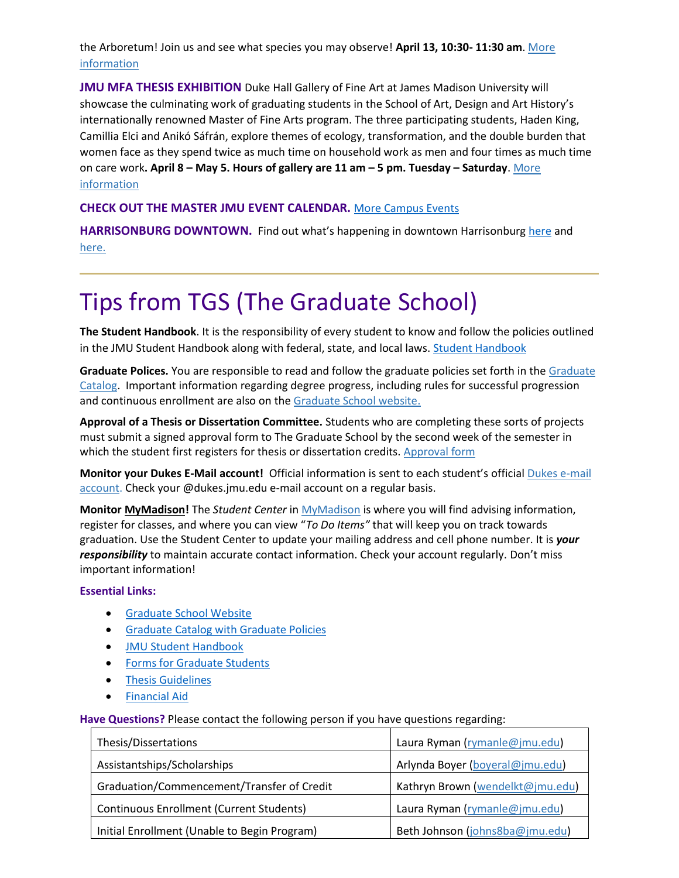the Arboretum! Join us and see what species you may observe! **April 13, 10:30- 11:30 am**. More information

**JMU MFA THESIS EXHIBITION** Duke Hall Gallery of Fine Art at James Madison University will showcase the culminating work of graduating students in the School of Art, Design and Art History's internationally renowned Master of Fine Arts program. The three participating students, Haden King, Camillia Elci and Anikó Sáfrán, explore themes of ecology, transformation, and the double burden that women face as they spend twice as much time on household work as men and four times as much time on care work**. April 8 – May 5. Hours of gallery are 11 am – 5 pm. Tuesday – Saturday**. More information

**CHECK OUT THE MASTER JMU EVENT CALENDAR.** More Campus Events

**HARRISONBURG DOWNTOWN.** Find out what's happening in downtown Harrisonburg here and here.

---

# Tips from TGS (The Graduate School)

**The Student Handbook**. It is the responsibility of every student to know and follow the policies outlined in the JMU Student Handbook along with federal, state, and local laws. Student Handbook

**Graduate Polices.** You are responsible to read and follow the graduate policies set forth in the Graduate Catalog. Important information regarding degree progress, including rules for successful progression and continuous enrollment are also on the Graduate School website.

**Approval of a Thesis or Dissertation Committee.** Students who are completing these sorts of projects must submit a signed approval form to The Graduate School by the second week of the semester in which the student first registers for thesis or dissertation credits. Approval form

**Monitor your Dukes E-Mail account!** Official information is sent to each student's official Dukes e-mail account. Check your @dukes.jmu.edu e-mail account on a regular basis.

**Monitor MyMadison!** The *Student Center* in MyMadison is where you will find advising information, register for classes, and where you can view "*To Do Items"* that will keep you on track towards graduation. Use the Student Center to update your mailing address and cell phone number. It is ***your responsibility*** to maintain accurate contact information. Check your account regularly. Don't miss important information!

**Essential Links:**

- Graduate School Website
- Graduate Catalog with Graduate Policies
- JMU Student Handbook
- Forms for Graduate Students
- Thesis Guidelines
- Financial Aid

**Have Questions?** Please contact the following person if you have questions regarding:

| | |
|---|---|
| Thesis/Dissertations | Laura Ryman (rymanle@jmu.edu) |
| Assistantships/Scholarships | Arlynda Boyer (boyeral@jmu.edu) |
| Graduation/Commencement/Transfer of Credit | Kathryn Brown (wendelkt@jmu.edu) |
| Continuous Enrollment (Current Students) | Laura Ryman (rymanle@jmu.edu) |
| Initial Enrollment (Unable to Begin Program) | Beth Johnson (johns8ba@jmu.edu) |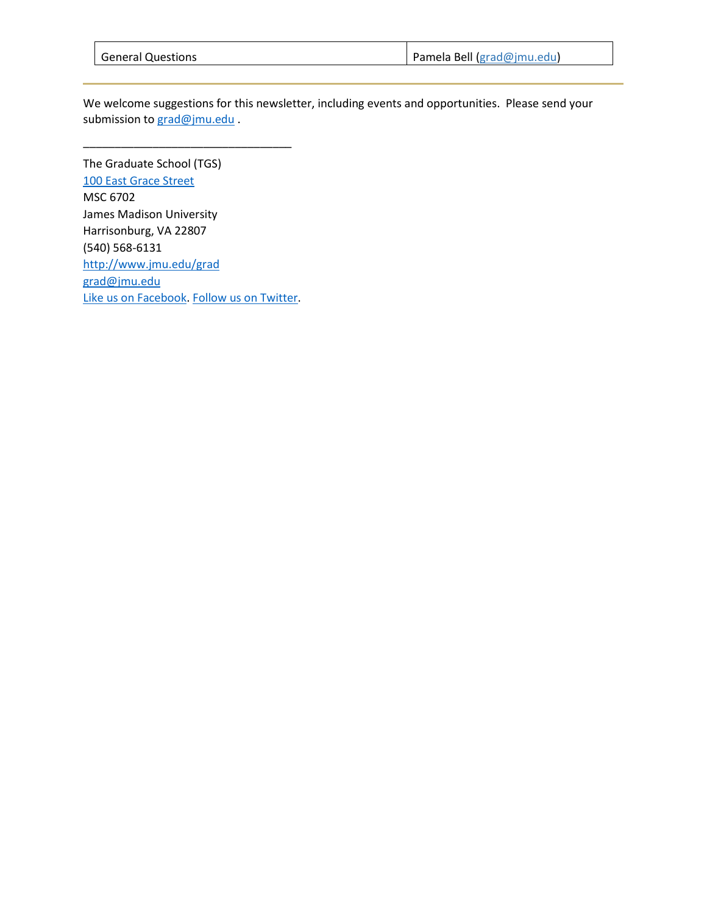| | |
|---|---|
| General Questions | Pamela Bell (grad@jmu.edu) |

---

We welcome suggestions for this newsletter, including events and opportunities. Please send your submission to grad@jmu.edu .

________________________________

The Graduate School (TGS)
100 East Grace Street
MSC 6702
James Madison University
Harrisonburg, VA 22807
(540) 568-6131
http://www.jmu.edu/grad
grad@jmu.edu
Like us on Facebook. Follow us on Twitter.